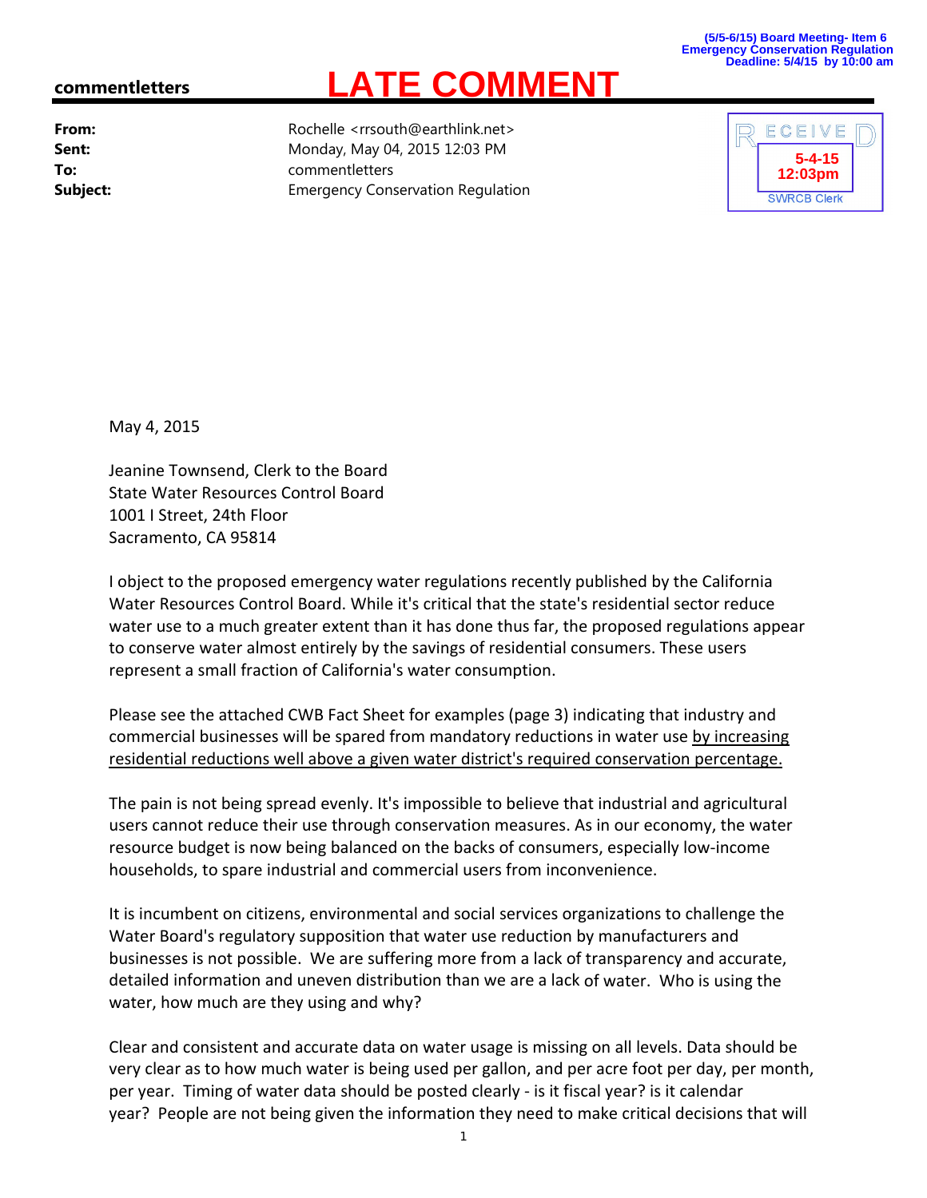(5/5-6/15) Board Meeting- Item 6
Emergency Conservation Regulation
Deadline: 5/4/15 by 10:00 am

**commentletters**

# LATE COMMENT

| | |
|---|---|
| **From:** | Rochelle <rrsouth@earthlink.net> |
| **Sent:** | Monday, May 04, 2015 12:03 PM |
| **To:** | commentletters |
| **Subject:** | Emergency Conservation Regulation |

RECEIVED
5-4-15
12:03pm
SWRCB Clerk

May 4, 2015

Jeanine Townsend, Clerk to the Board
State Water Resources Control Board
1001 I Street, 24th Floor
Sacramento, CA 95814

I object to the proposed emergency water regulations recently published by the California Water Resources Control Board. While it's critical that the state's residential sector reduce water use to a much greater extent than it has done thus far, the proposed regulations appear to conserve water almost entirely by the savings of residential consumers. These users represent a small fraction of California's water consumption.

Please see the attached CWB Fact Sheet for examples (page 3) indicating that industry and commercial businesses will be spared from mandatory reductions in water use <u>by increasing residential reductions well above a given water district's required conservation percentage.</u>

The pain is not being spread evenly. It's impossible to believe that industrial and agricultural users cannot reduce their use through conservation measures. As in our economy, the water resource budget is now being balanced on the backs of consumers, especially low-income households, to spare industrial and commercial users from inconvenience.

It is incumbent on citizens, environmental and social services organizations to challenge the Water Board's regulatory supposition that water use reduction by manufacturers and businesses is not possible. We are suffering more from a lack of transparency and accurate, detailed information and uneven distribution than we are a lack of water. Who is using the water, how much are they using and why?

Clear and consistent and accurate data on water usage is missing on all levels. Data should be very clear as to how much water is being used per gallon, and per acre foot per day, per month, per year. Timing of water data should be posted clearly - is it fiscal year? is it calendar year? People are not being given the information they need to make critical decisions that will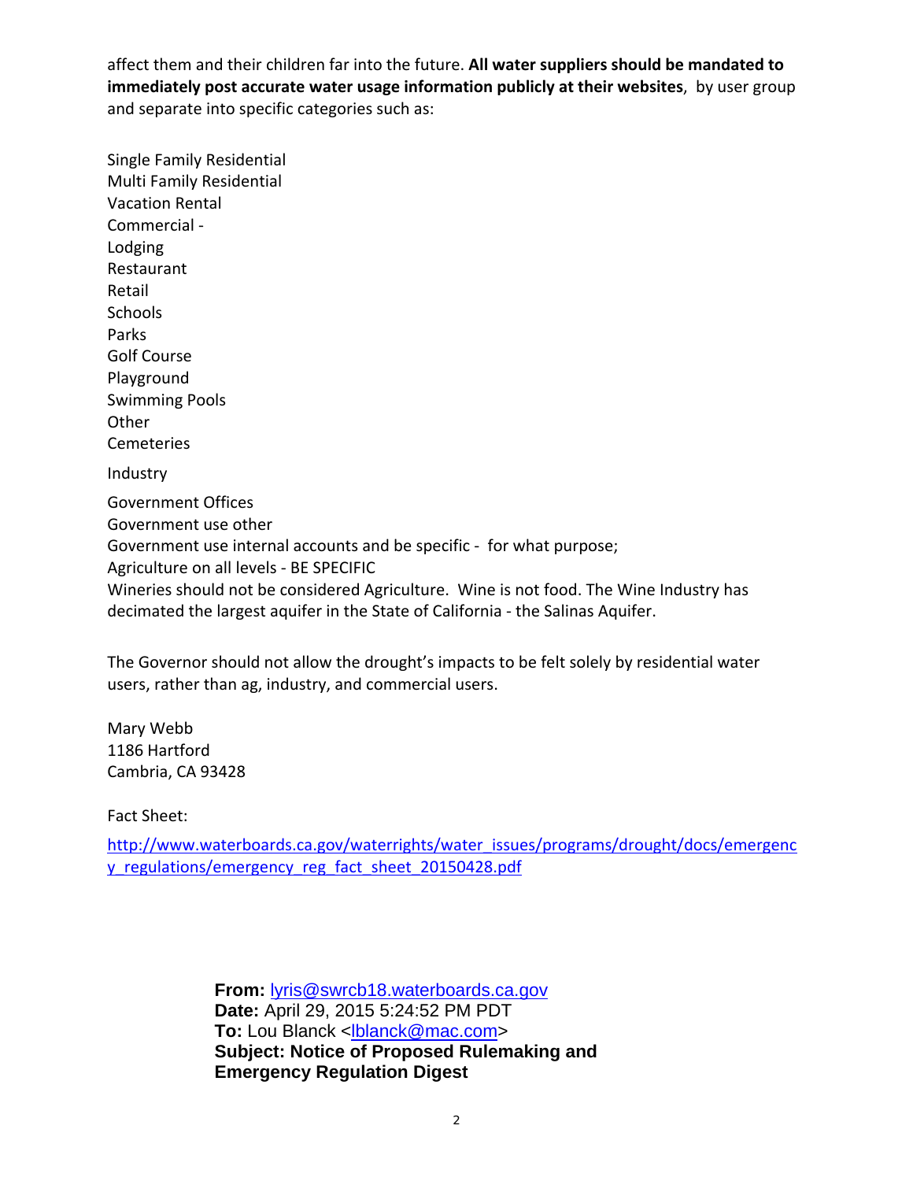affect them and their children far into the future. **All water suppliers should be mandated to immediately post accurate water usage information publicly at their websites**, by user group and separate into specific categories such as:

Single Family Residential
Multi Family Residential
Vacation Rental
Commercial -
Lodging
Restaurant
Retail
Schools
Parks
Golf Course
Playground
Swimming Pools
Other
Cemeteries

Industry

Government Offices
Government use other
Government use internal accounts and be specific - for what purpose;
Agriculture on all levels - BE SPECIFIC
Wineries should not be considered Agriculture. Wine is not food. The Wine Industry has decimated the largest aquifer in the State of California - the Salinas Aquifer.

The Governor should not allow the drought's impacts to be felt solely by residential water users, rather than ag, industry, and commercial users.

Mary Webb
1186 Hartford
Cambria, CA 93428

Fact Sheet:

[http://www.waterboards.ca.gov/waterrights/water_issues/programs/drought/docs/emergency_regulations/emergency_reg_fact_sheet_20150428.pdf](http://www.waterboards.ca.gov/waterrights/water_issues/programs/drought/docs/emergency_regulations/emergency_reg_fact_sheet_20150428.pdf)

**From:** lyris@swrcb18.waterboards.ca.gov
**Date:** April 29, 2015 5:24:52 PM PDT
**To:** Lou Blanck <lblanck@mac.com>
**Subject: Notice of Proposed Rulemaking and Emergency Regulation Digest**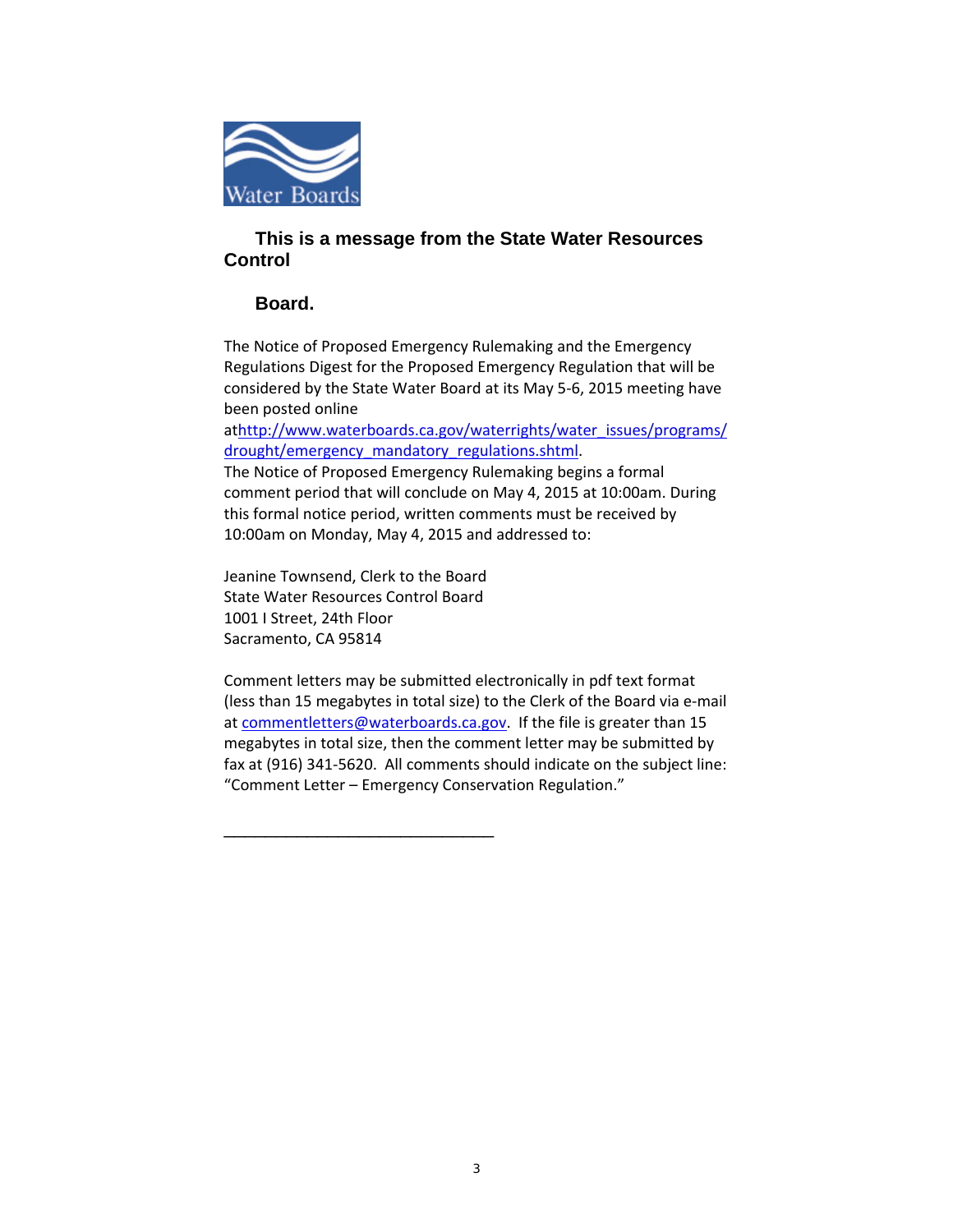Water Boards

**This is a message from the State Water Resources Control**

**Board.**

The Notice of Proposed Emergency Rulemaking and the Emergency Regulations Digest for the Proposed Emergency Regulation that will be considered by the State Water Board at its May 5-6, 2015 meeting have been posted online athttp://www.waterboards.ca.gov/waterrights/water_issues/programs/drought/emergency_mandatory_regulations.shtml.
The Notice of Proposed Emergency Rulemaking begins a formal comment period that will conclude on May 4, 2015 at 10:00am. During this formal notice period, written comments must be received by 10:00am on Monday, May 4, 2015 and addressed to:

Jeanine Townsend, Clerk to the Board
State Water Resources Control Board
1001 I Street, 24th Floor
Sacramento, CA 95814

Comment letters may be submitted electronically in pdf text format (less than 15 megabytes in total size) to the Clerk of the Board via e-mail at commentletters@waterboards.ca.gov. If the file is greater than 15 megabytes in total size, then the comment letter may be submitted by fax at (916) 341-5620. All comments should indicate on the subject line: "Comment Letter – Emergency Conservation Regulation."

---